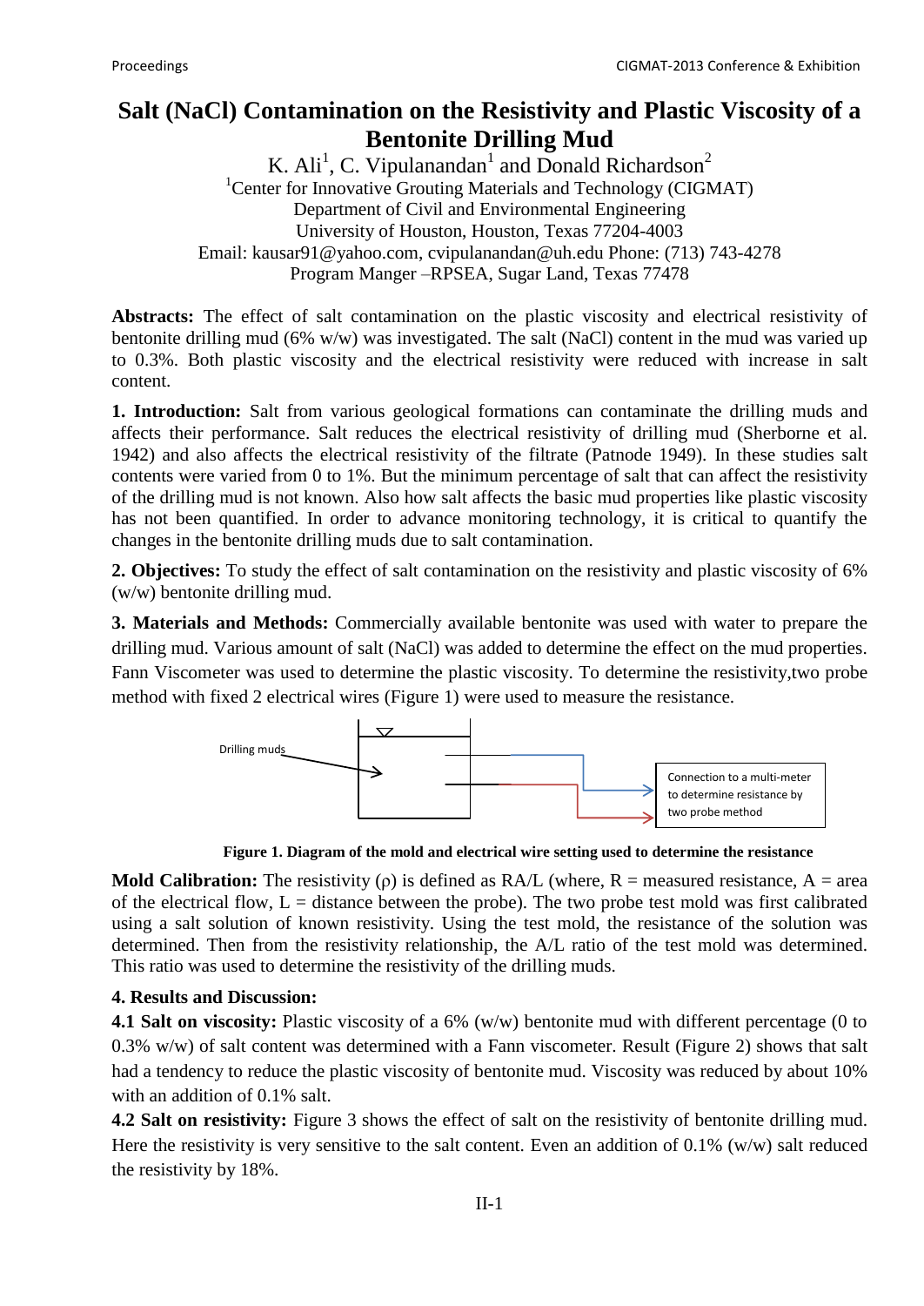# Salt (NaCl) Contamination on the Resistivity and Plastic Viscosity of a Bentonite Drilling Mud

K. Ali[1], C. Vipulanandan[1] and Donald Richardson[2]

[1]Center for Innovative Grouting Materials and Technology (CIGMAT)
Department of Civil and Environmental Engineering
University of Houston, Houston, Texas 77204-4003
Email: kausar91@yahoo.com, cvipulanandan@uh.edu Phone: (713) 743-4278
Program Manger –RPSEA, Sugar Land, Texas 77478

**Abstracts:** The effect of salt contamination on the plastic viscosity and electrical resistivity of bentonite drilling mud (6% w/w) was investigated. The salt (NaCl) content in the mud was varied up to 0.3%. Both plastic viscosity and the electrical resistivity were reduced with increase in salt content.

**1. Introduction:** Salt from various geological formations can contaminate the drilling muds and affects their performance. Salt reduces the electrical resistivity of drilling mud (Sherborne et al. 1942) and also affects the electrical resistivity of the filtrate (Patnode 1949). In these studies salt contents were varied from 0 to 1%. But the minimum percentage of salt that can affect the resistivity of the drilling mud is not known. Also how salt affects the basic mud properties like plastic viscosity has not been quantified. In order to advance monitoring technology, it is critical to quantify the changes in the bentonite drilling muds due to salt contamination.

**2. Objectives:** To study the effect of salt contamination on the resistivity and plastic viscosity of 6% (w/w) bentonite drilling mud.

**3. Materials and Methods:** Commercially available bentonite was used with water to prepare the drilling mud. Various amount of salt (NaCl) was added to determine the effect on the mud properties. Fann Viscometer was used to determine the plastic viscosity. To determine the resistivity,two probe method with fixed 2 electrical wires (Figure 1) were used to measure the resistance.

Drilling muds

Connection to a multi-meter to determine resistance by two probe method

**Figure 1. Diagram of the mold and electrical wire setting used to determine the resistance**

**Mold Calibration:** The resistivity ($\rho$) is defined as RA/L (where, R = measured resistance, A = area of the electrical flow, L = distance between the probe). The two probe test mold was first calibrated using a salt solution of known resistivity. Using the test mold, the resistance of the solution was determined. Then from the resistivity relationship, the A/L ratio of the test mold was determined. This ratio was used to determine the resistivity of the drilling muds.

### 4. Results and Discussion:

**4.1 Salt on viscosity:** Plastic viscosity of a 6% (w/w) bentonite mud with different percentage (0 to 0.3% w/w) of salt content was determined with a Fann viscometer. Result (Figure 2) shows that salt had a tendency to reduce the plastic viscosity of bentonite mud. Viscosity was reduced by about 10% with an addition of 0.1% salt.

**4.2 Salt on resistivity:** Figure 3 shows the effect of salt on the resistivity of bentonite drilling mud. Here the resistivity is very sensitive to the salt content. Even an addition of 0.1% (w/w) salt reduced the resistivity by 18%.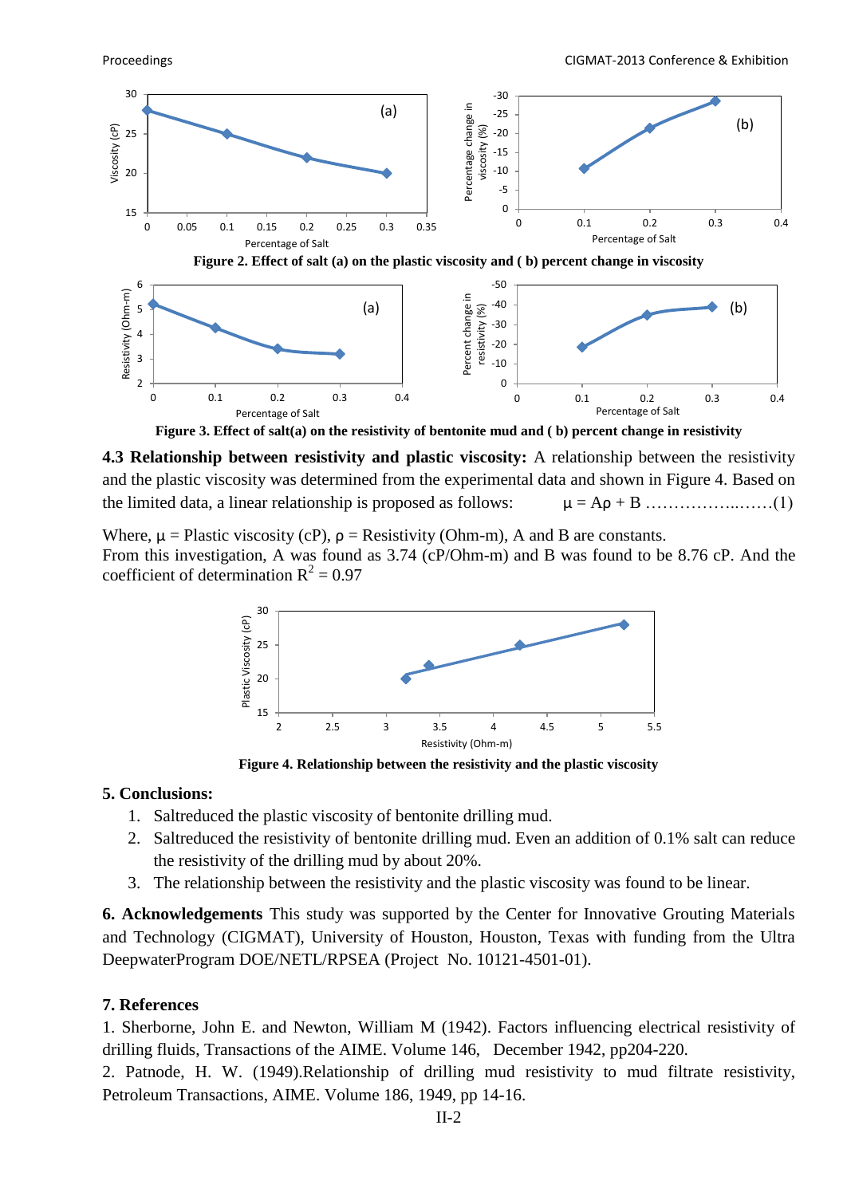30
25
20
15
Viscosity (cP)
0 0.05 0.1 0.15 0.2 0.25 0.3 0.35
Percentage of Salt
(a)

-30
-25
-20
-15
-10
-5
0
Percentage change in viscosity (%)
0 0.1 0.2 0.3 0.4
Percentage of Salt
(b)

**Figure 2. Effect of salt (a) on the plastic viscosity and ( b) percent change in viscosity**

6
5
4
3
2
Resistivity (Ohm-m)
0 0.1 0.2 0.3 0.4
Percentage of Salt
(a)

-50
-40
-30
-20
-10
0
Percent change in resistivity (%)
0 0.1 0.2 0.3 0.4
Percentage of Salt
(b)

**Figure 3. Effect of salt(a) on the resistivity of bentonite mud and ( b) percent change in resistivity**

**4.3 Relationship between resistivity and plastic viscosity:** A relationship between the resistivity and the plastic viscosity was determined from the experimental data and shown in Figure 4. Based on the limited data, a linear relationship is proposed as follows: $\mu = A\rho + B$ ………………..……(1)

Where, $\mu$ = Plastic viscosity (cP), $\rho$ = Resistivity (Ohm-m), A and B are constants.
From this investigation, A was found as 3.74 (cP/Ohm-m) and B was found to be 8.76 cP. And the coefficient of determination $R^2 = 0.97$

30
25
20
15
Plastic Viscosity (cP)
2 2.5 3 3.5 4 4.5 5 5.5
Resistivity (Ohm-m)

**Figure 4. Relationship between the resistivity and the plastic viscosity**

## 5. Conclusions:

1. Saltreduced the plastic viscosity of bentonite drilling mud.
2. Saltreduced the resistivity of bentonite drilling mud. Even an addition of 0.1% salt can reduce the resistivity of the drilling mud by about 20%.
3. The relationship between the resistivity and the plastic viscosity was found to be linear.

**6. Acknowledgements** This study was supported by the Center for Innovative Grouting Materials and Technology (CIGMAT), University of Houston, Houston, Texas with funding from the Ultra DeepwaterProgram DOE/NETL/RPSEA (Project No. 10121-4501-01).

## 7. References

1. Sherborne, John E. and Newton, William M (1942). Factors influencing electrical resistivity of drilling fluids, Transactions of the AIME. Volume 146, December 1942, pp204-220.
2. Patnode, H. W. (1949).Relationship of drilling mud resistivity to mud filtrate resistivity, Petroleum Transactions, AIME. Volume 186, 1949, pp 14-16.